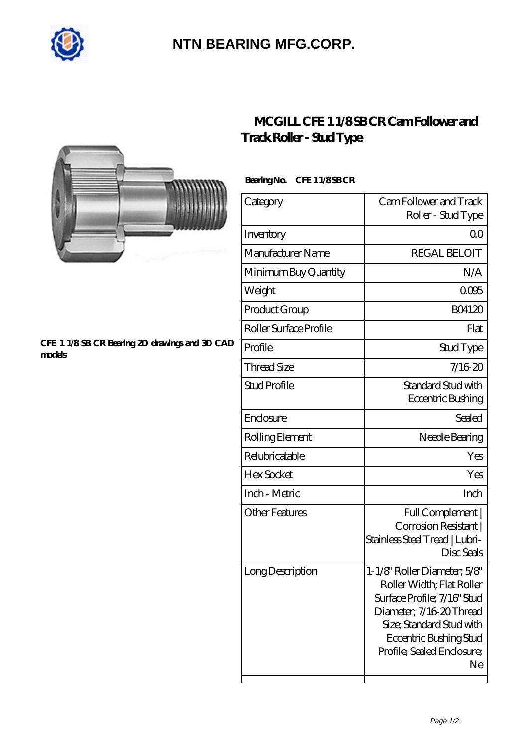# NTN BEARING MFG.CORP.

## MCGILL CFE 1 1/8 SB CR Cam Follower and Track Roller - Stud Type

CFE 1 1/8 SB CR Bearing 2D drawings and 3D CAD models

**Bearing No.** CFE 1 1/8 SB CR

| Category | Cam Follower and Track Roller - Stud Type |
|---|---|
| Inventory | 0.0 |
| Manufacturer Name | REGAL BELOIT |
| Minimum Buy Quantity | N/A |
| Weight | 0.095 |
| Product Group | B04120 |
| Roller Surface Profile | Flat |
| Profile | Stud Type |
| Thread Size | 7/16-20 |
| Stud Profile | Standard Stud with Eccentric Bushing |
| Enclosure | Sealed |
| Rolling Element | Needle Bearing |
| Relubricatable | Yes |
| Hex Socket | Yes |
| Inch - Metric | Inch |
| Other Features | Full Complement \| Corrosion Resistant \| Stainless Steel Tread \| Lubri-Disc Seals |
| Long Description | 1-1/8" Roller Diameter; 5/8" Roller Width; Flat Roller Surface Profile; 7/16" Stud Diameter; 7/16-20 Thread Size; Standard Stud with Eccentric Bushing Stud Profile; Sealed Enclosure; Ne |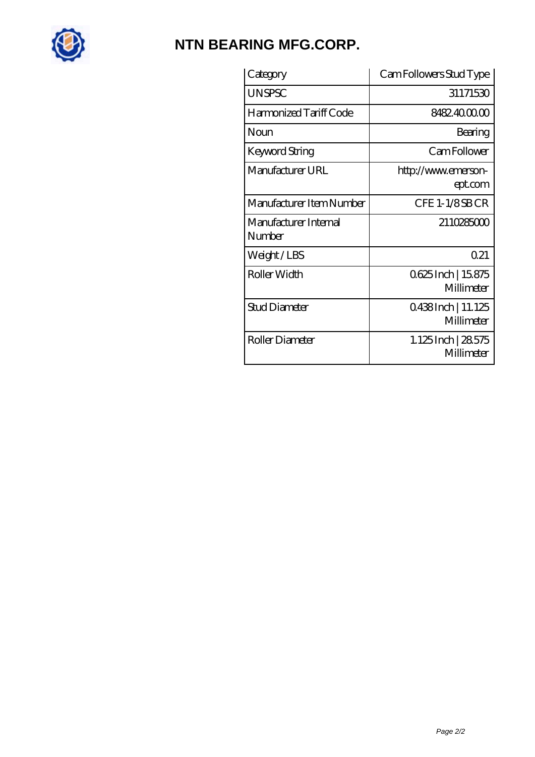# NTN BEARING MFG.CORP.

| | |
|---|---|
| Category | Cam Followers Stud Type |
| UNSPSC | 31171530 |
| Harmonized Tariff Code | 8482.40.00.00 |
| Noun | Bearing |
| Keyword String | Cam Follower |
| Manufacturer URL | http://www.emerson-ept.com |
| Manufacturer Item Number | CFE 1-1/8 SB CR |
| Manufacturer Internal Number | 2110285000 |
| Weight / LBS | 0.21 |
| Roller Width | 0.625 Inch \| 15.875 Millimeter |
| Stud Diameter | 0.438 Inch \| 11.125 Millimeter |
| Roller Diameter | 1.125 Inch \| 28.575 Millimeter |